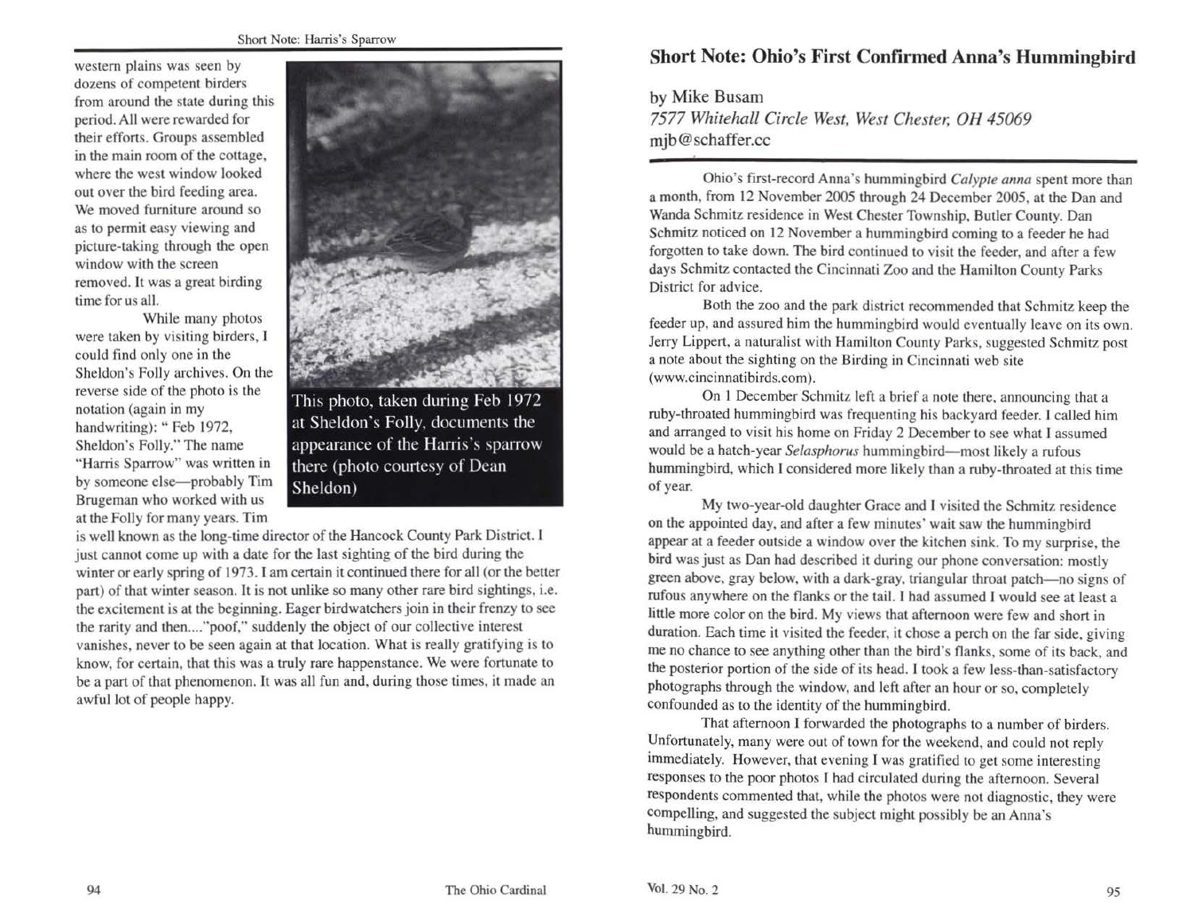western plains was seen by dozens of competent birders from around the state during this period. All were rewarded for their efforts. Groups assembled in the main room of the cottage, where the west window looked out over the bird feeding area. We moved furniture around so as to permit easy viewing and picture-taking through the open window with the screen removed. It was a great birding time for us all.

While many photos were taken by visiting birders, I could find only one in the Sheldon's Folly archives. On the reverse side of the photo is the notation (again in my handwriting): " Feb 1972, Sheldon's Folly." The name "Harris Sparrow" was written in by someone else—probably Tim Brugeman who worked with us at the Folly for many years. Tim is well known as the long-time director of the Hancock County Park District. I just cannot come up with a date for the last sighting of the bird during the winter or early spring of 1973. I am certain it continued there for all (or the better part) of that winter season. It is not unlike so many other rare bird sightings, i.e. the excitement is at the beginning. Eager birdwatchers join in their frenzy to see the rarity and then...."poof," suddenly the object of our collective interest vanishes, never to be seen again at that location. What is really gratifying is to know, for certain, that this was a truly rare happenstance. We were fortunate to be a part of that phenomenon. It was all fun and, during those times, it made an awful lot of people happy.

This photo, taken during Feb 1972 at Sheldon's Folly, documents the appearance of the Harris's sparrow there (photo courtesy of Dean Sheldon)

## Short Note: Ohio's First Confirmed Anna's Hummingbird

by Mike Busam
*7577 Whitehall Circle West, West Chester, OH 45069*
mjb@schaffer.cc

Ohio's first-record Anna's hummingbird *Calypte anna* spent more than a month, from 12 November 2005 through 24 December 2005, at the Dan and Wanda Schmitz residence in West Chester Township, Butler County. Dan Schmitz noticed on 12 November a hummingbird coming to a feeder he had forgotten to take down. The bird continued to visit the feeder, and after a few days Schmitz contacted the Cincinnati Zoo and the Hamilton County Parks District for advice.

Both the zoo and the park district recommended that Schmitz keep the feeder up, and assured him the hummingbird would eventually leave on its own. Jerry Lippert, a naturalist with Hamilton County Parks, suggested Schmitz post a note about the sighting on the Birding in Cincinnati web site (www.cincinnatibirds.com).

On 1 December Schmitz left a brief a note there, announcing that a ruby-throated hummingbird was frequenting his backyard feeder. I called him and arranged to visit his home on Friday 2 December to see what I assumed would be a hatch-year *Selasphorus* hummingbird—most likely a rufous hummingbird, which I considered more likely than a ruby-throated at this time of year.

My two-year-old daughter Grace and I visited the Schmitz residence on the appointed day, and after a few minutes' wait saw the hummingbird appear at a feeder outside a window over the kitchen sink. To my surprise, the bird was just as Dan had described it during our phone conversation: mostly green above, gray below, with a dark-gray, triangular throat patch—no signs of rufous anywhere on the flanks or the tail. I had assumed I would see at least a little more color on the bird. My views that afternoon were few and short in duration. Each time it visited the feeder, it chose a perch on the far side, giving me no chance to see anything other than the bird's flanks, some of its back, and the posterior portion of the side of its head. I took a few less-than-satisfactory photographs through the window, and left after an hour or so, completely confounded as to the identity of the hummingbird.

That afternoon I forwarded the photographs to a number of birders. Unfortunately, many were out of town for the weekend, and could not reply immediately. However, that evening I was gratified to get some interesting responses to the poor photos I had circulated during the afternoon. Several respondents commented that, while the photos were not diagnostic, they were compelling, and suggested the subject might possibly be an Anna's hummingbird.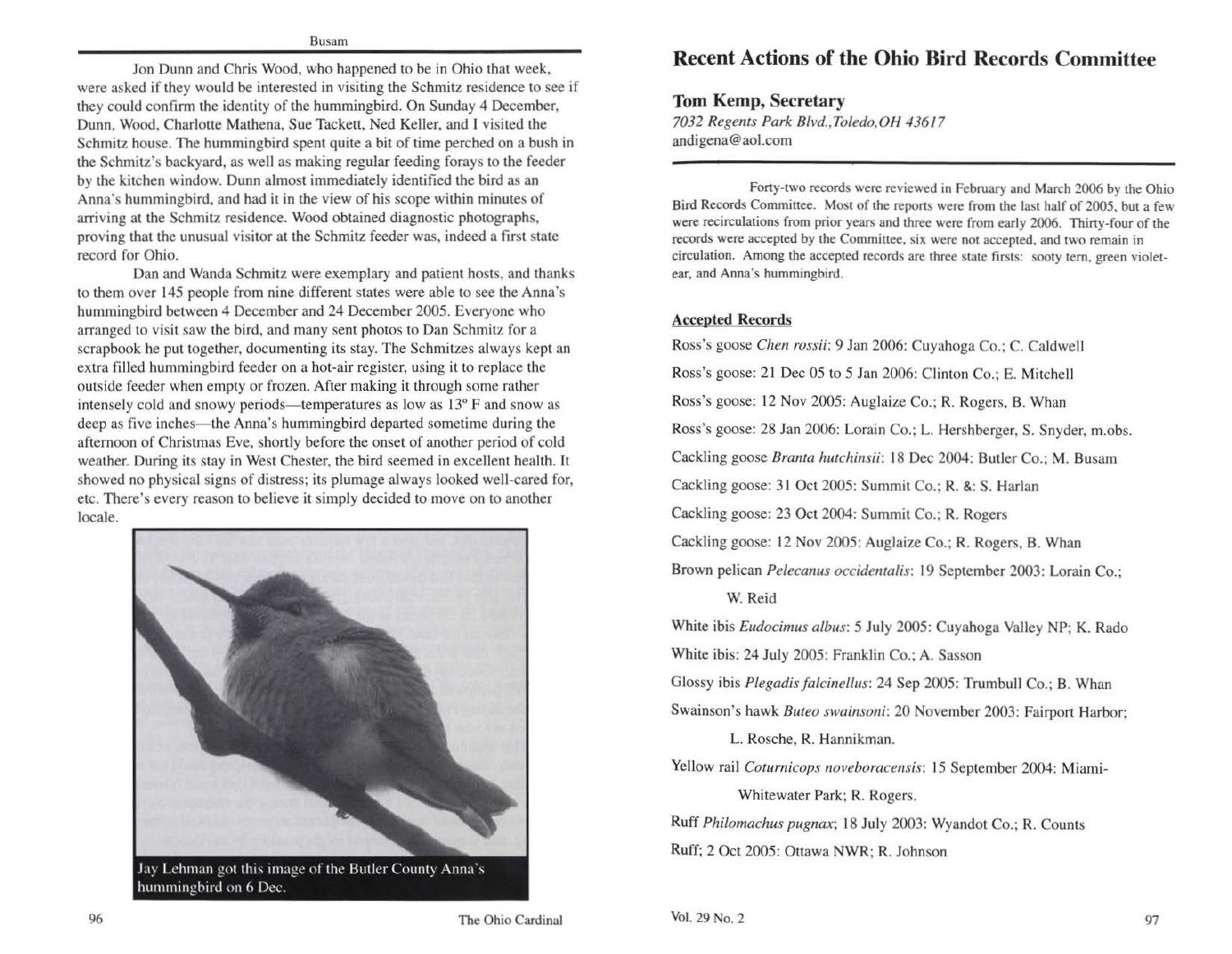Jon Dunn and Chris Wood, who happened to be in Ohio that week, were asked if they would be interested in visiting the Schmitz residence to see if they could confirm the identity of the hummingbird. On Sunday 4 December, Dunn, Wood, Charlotte Mathena, Sue Tackett, Ned Keller, and I visited the Schmitz house. The hummingbird spent quite a bit of time perched on a bush in the Schmitz's backyard, as well as making regular feeding forays to the feeder by the kitchen window. Dunn almost immediately identified the bird as an Anna's hummingbird, and had it in the view of his scope within minutes of arriving at the Schmitz residence. Wood obtained diagnostic photographs, proving that the unusual visitor at the Schmitz feeder was, indeed a first state record for Ohio.

Dan and Wanda Schmitz were exemplary and patient hosts, and thanks to them over 145 people from nine different states were able to see the Anna's hummingbird between 4 December and 24 December 2005. Everyone who arranged to visit saw the bird, and many sent photos to Dan Schmitz for a scrapbook he put together, documenting its stay. The Schmitzes always kept an extra filled hummingbird feeder on a hot-air register, using it to replace the outside feeder when empty or frozen. After making it through some rather intensely cold and snowy periods—temperatures as low as 13° F and snow as deep as five inches—the Anna's hummingbird departed sometime during the afternoon of Christmas Eve, shortly before the onset of another period of cold weather. During its stay in West Chester, the bird seemed in excellent health. It showed no physical signs of distress; its plumage always looked well-cared for, etc. There's every reason to believe it simply decided to move on to another locale.

Jay Lehman got this image of the Butler County Anna's hummingbird on 6 Dec.

# Recent Actions of the Ohio Bird Records Committee

**Tom Kemp, Secretary**
*7032 Regents Park Blvd.,Toledo,OH 43617*
andigena@aol.com

Forty-two records were reviewed in February and March 2006 by the Ohio Bird Records Committee. Most of the reports were from the last half of 2005, but a few were recirculations from prior years and three were from early 2006. Thirty-four of the records were accepted by the Committee, six were not accepted, and two remain in circulation. Among the accepted records are three state firsts: sooty tern, green violet-ear, and Anna's hummingbird.

## Accepted Records

Ross's goose *Chen rossii*: 9 Jan 2006: Cuyahoga Co.; C. Caldwell

Ross's goose: 21 Dec 05 to 5 Jan 2006: Clinton Co.; E. Mitchell

Ross's goose: 12 Nov 2005: Auglaize Co.; R. Rogers, B. Whan

Ross's goose: 28 Jan 2006: Lorain Co.; L. Hershberger, S. Snyder, m.obs.

Cackling goose *Branta hutchinsii*: 18 Dec 2004: Butler Co.; M. Busam

Cackling goose: 31 Oct 2005: Summit Co.; R. &: S. Harlan

Cackling goose: 23 Oct 2004: Summit Co.; R. Rogers

Cackling goose: 12 Nov 2005: Auglaize Co.; R. Rogers, B. Whan

Brown pelican *Pelecanus occidentalis*: 19 September 2003: Lorain Co.; W. Reid

White ibis *Eudocimus albus*: 5 July 2005: Cuyahoga Valley NP; K. Rado

White ibis: 24 July 2005: Franklin Co.; A. Sasson

Glossy ibis *Plegadis falcinellus*: 24 Sep 2005: Trumbull Co.; B. Whan

Swainson's hawk *Buteo swainsoni*: 20 November 2003: Fairport Harbor; L. Rosche, R. Hannikman.

Yellow rail *Coturnicops noveboracensis*: 15 September 2004: Miami-Whitewater Park; R. Rogers.

Ruff *Philomachus pugnax*; 18 July 2003: Wyandot Co.; R. Counts

Ruff; 2 Oct 2005: Ottawa NWR; R. Johnson